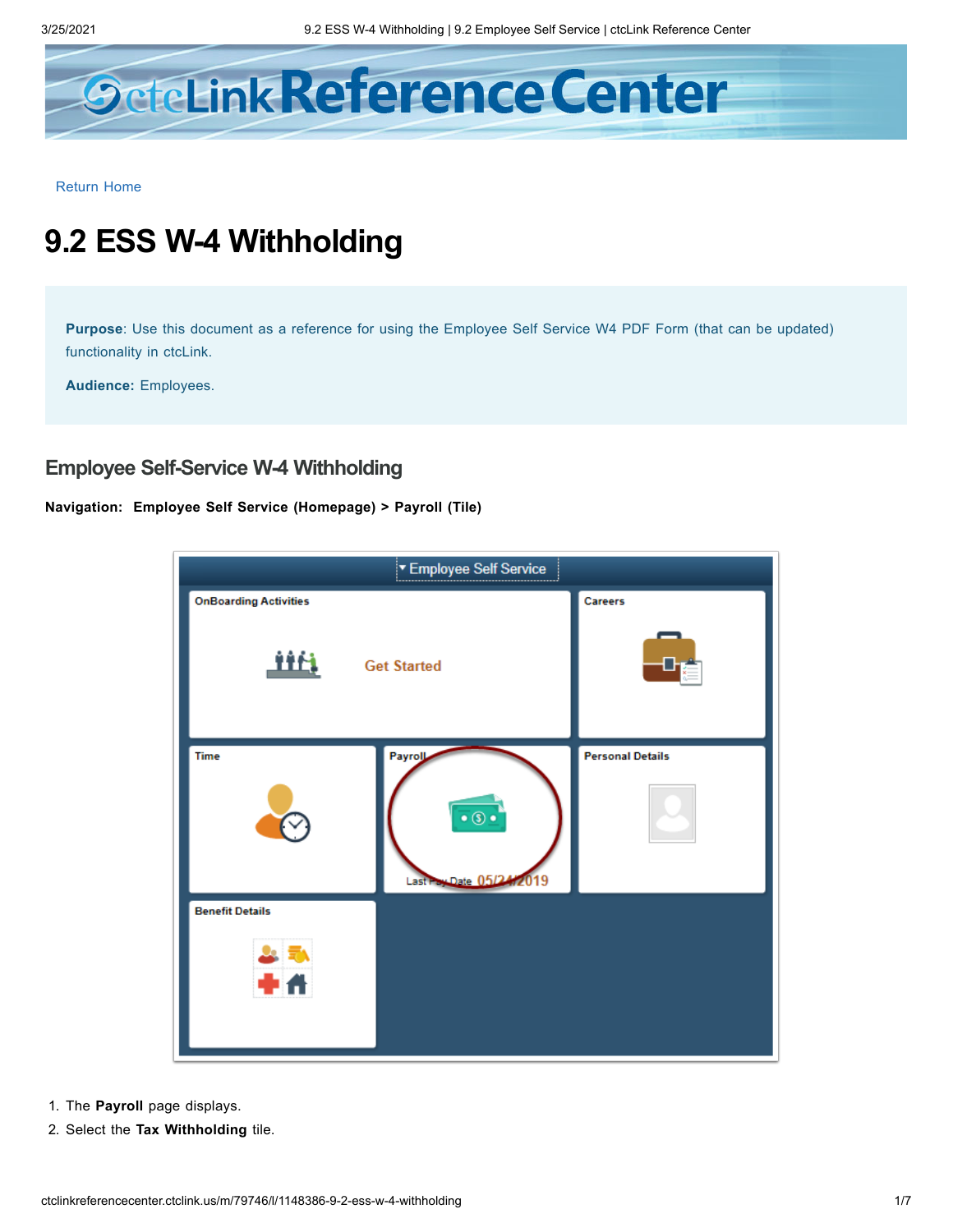Return Home

# 9.2 ESS W-4 Withholding

**Purpose**: Use this document as a reference for using the Employee Self Service W4 PDF Form (that can be updated) functionality in ctcLink.

**Audience:** Employees.

## Employee Self-Service W-4 Withholding

**Navigation: Employee Self Service (Homepage) > Payroll (Tile)**

1. The **Payroll** page displays.
2. Select the **Tax Withholding** tile.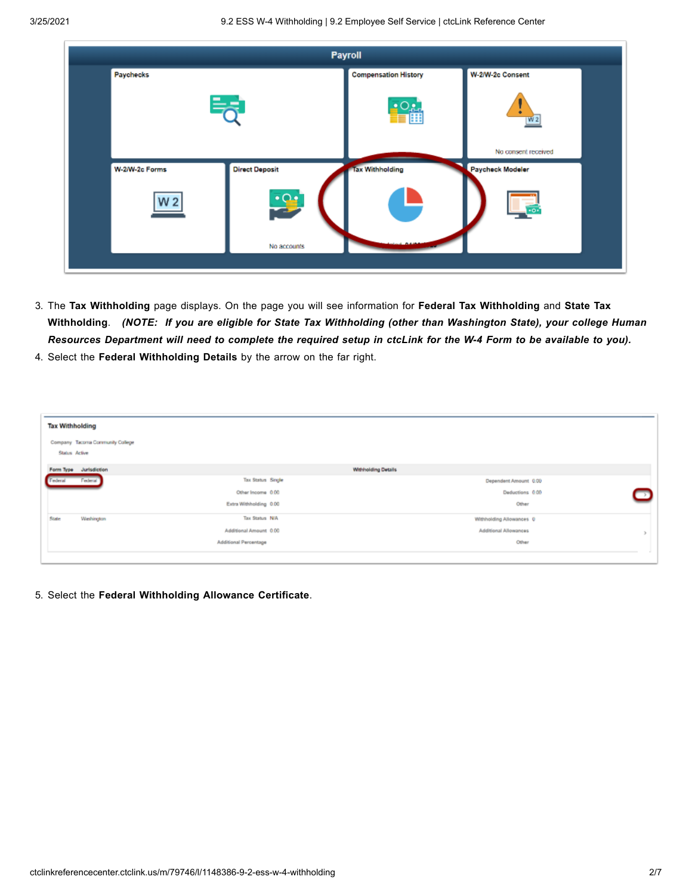3. The **Tax Withholding** page displays. On the page you will see information for **Federal Tax Withholding** and **State Tax Withholding**. ***(NOTE: If you are eligible for State Tax Withholding (other than Washington State), your college Human Resources Department will need to complete the required setup in ctcLink for the W-4 Form to be available to you).***
4. Select the **Federal Withholding Details** by the arrow on the far right.

5. Select the **Federal Withholding Allowance Certificate**.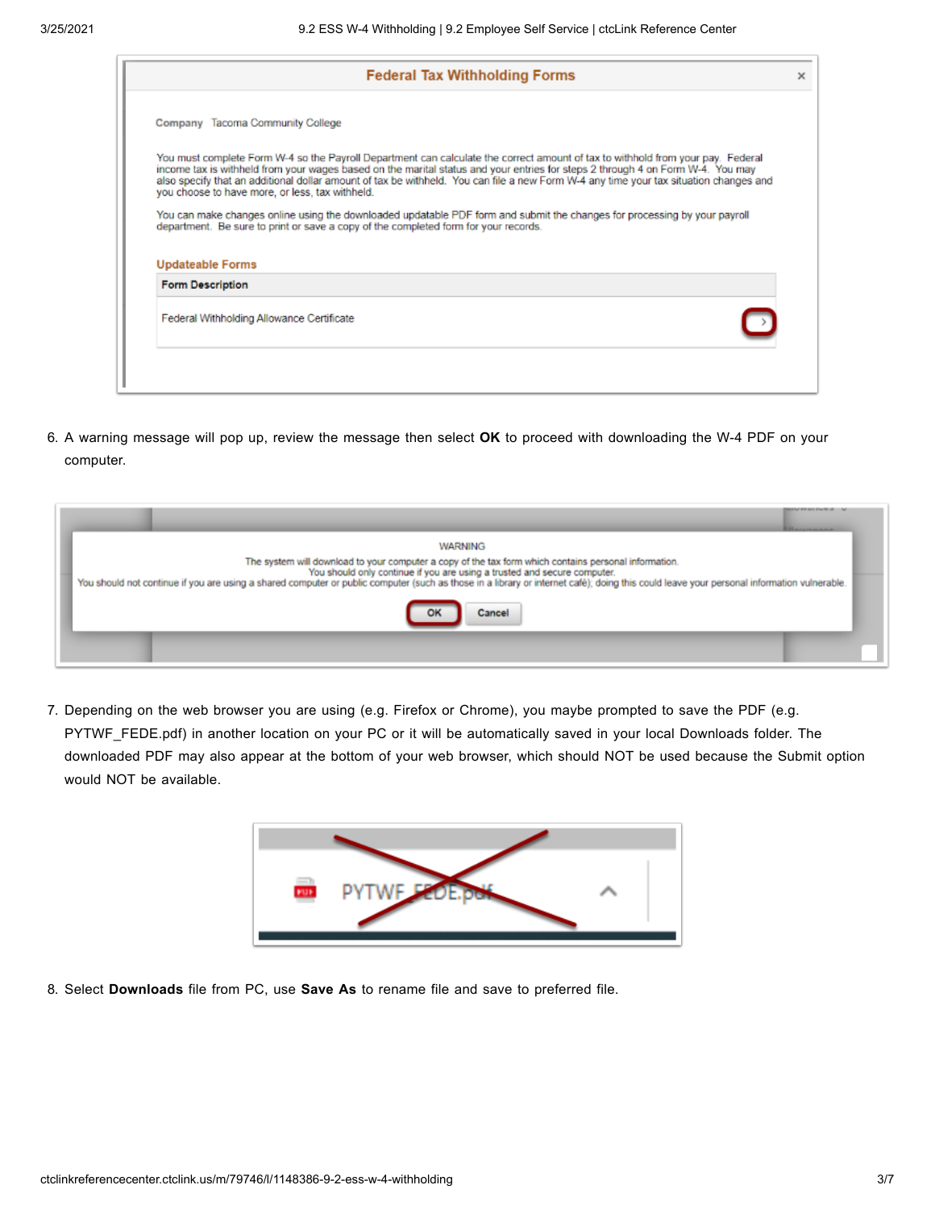6. A warning message will pop up, review the message then select **OK** to proceed with downloading the W-4 PDF on your computer.

7. Depending on the web browser you are using (e.g. Firefox or Chrome), you maybe prompted to save the PDF (e.g. PYTWF_FEDE.pdf) in another location on your PC or it will be automatically saved in your local Downloads folder. The downloaded PDF may also appear at the bottom of your web browser, which should NOT be used because the Submit option would NOT be available.

8. Select **Downloads** file from PC, use **Save As** to rename file and save to preferred file.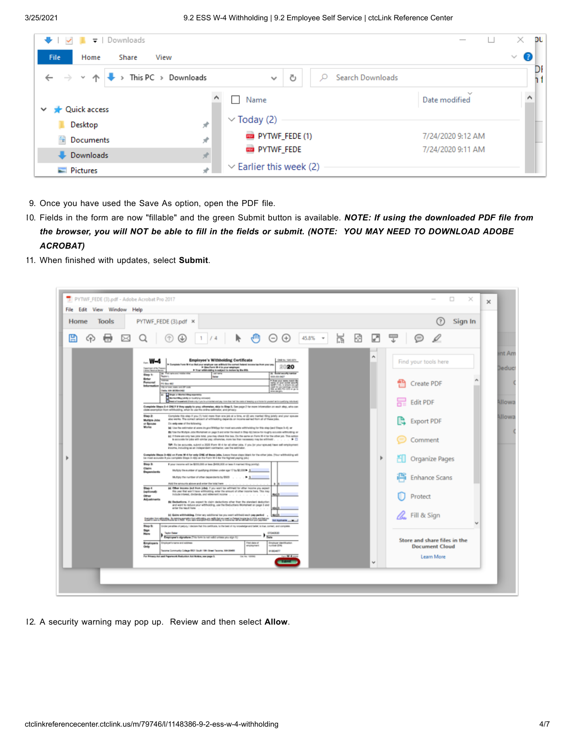9. Once you have used the Save As option, open the PDF file.
10. Fields in the form are now "fillable" and the green Submit button is available. ***NOTE: If using the downloaded PDF file from the browser, you will NOT be able to fill in the fields or submit. (NOTE: YOU MAY NEED TO DOWNLOAD ADOBE ACROBAT)***
11. When finished with updates, select **Submit**.

12. A security warning may pop up. Review and then select **Allow**.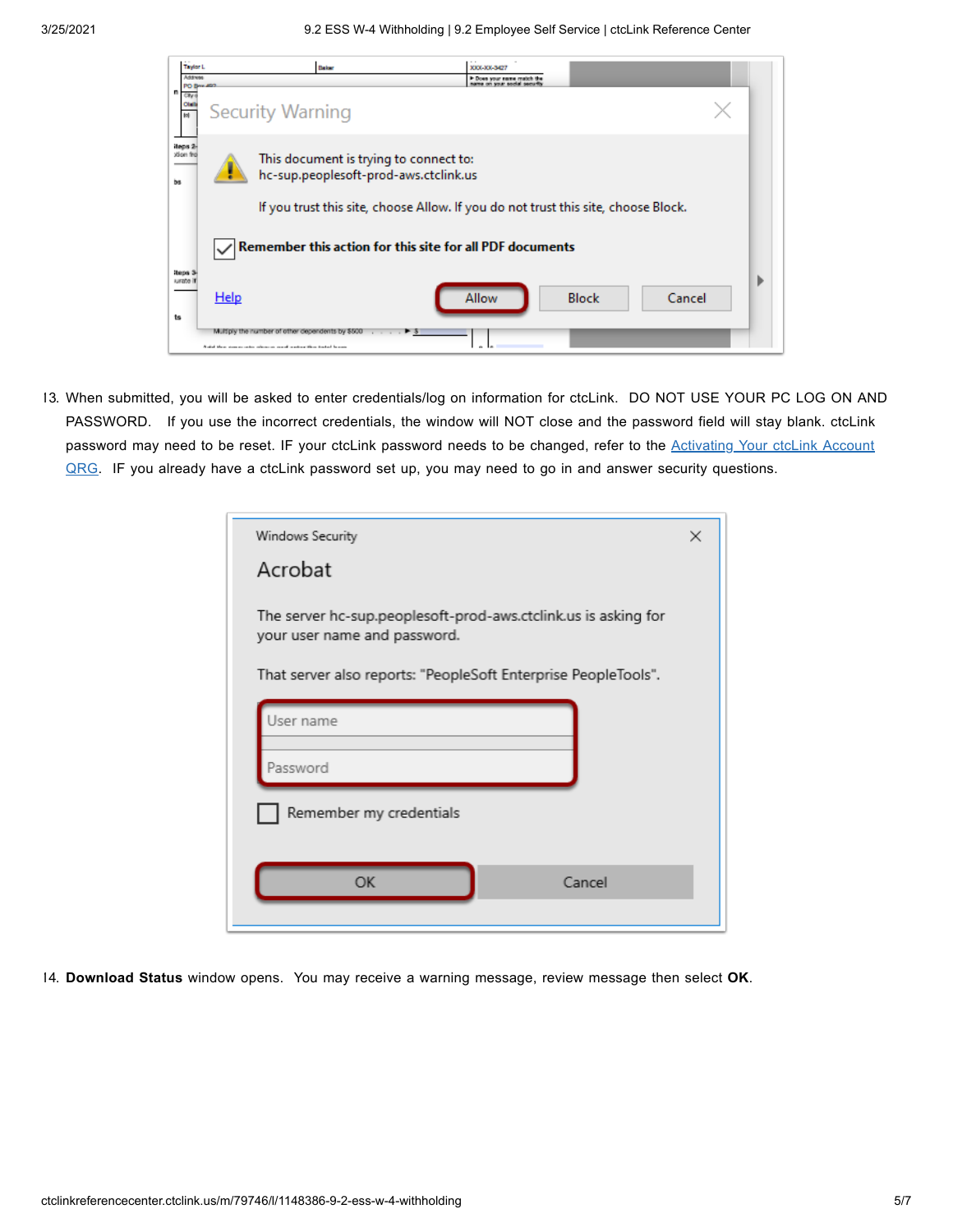13. When submitted, you will be asked to enter credentials/log on information for ctcLink. DO NOT USE YOUR PC LOG ON AND PASSWORD. If you use the incorrect credentials, the window will NOT close and the password field will stay blank. ctcLink password may need to be reset. IF your ctcLink password needs to be changed, refer to the [Activating Your ctcLink Account QRG](). IF you already have a ctcLink password set up, you may need to go in and answer security questions.

14. **Download Status** window opens. You may receive a warning message, review message then select **OK**.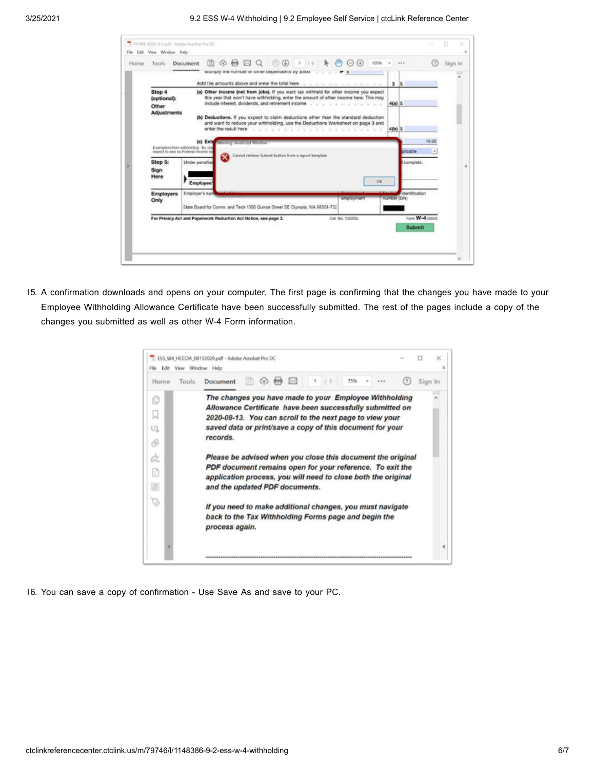15. A confirmation downloads and opens on your computer. The first page is confirming that the changes you have made to your Employee Withholding Allowance Certificate have been successfully submitted. The rest of the pages include a copy of the changes you submitted as well as other W-4 Form information.

16. You can save a copy of confirmation - Use Save As and save to your PC.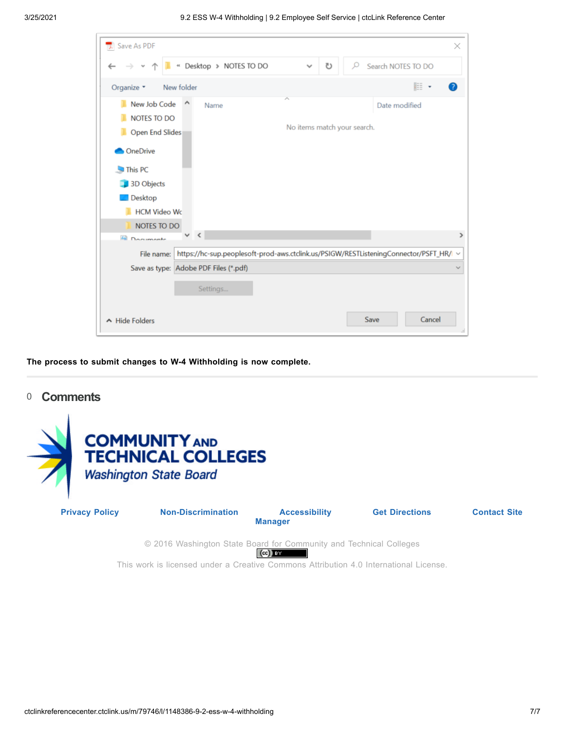Save As PDF

Desktop > NOTES TO DO

Search NOTES TO DO

Organize ▾ New folder

New Job Code
NOTES TO DO
Open End Slides
OneDrive
This PC
3D Objects
Desktop
HCM Video Wc
NOTES TO DO
Documents

Name Date modified

No items match your search.

File name: https://hc-sup.peoplesoft-prod-aws.ctclink.us/PSIGW/RESTListeningConnector/PSFT_HR/

Save as type: Adobe PDF Files (*.pdf)

Settings...

Hide Folders Save Cancel

**The process to submit changes to W-4 Withholding is now complete.**

---

0 **Comments**

**COMMUNITY AND TECHNICAL COLLEGES**
*Washington State Board*

Privacy Policy Non-Discrimination Accessibility Manager Get Directions Contact Site

© 2016 Washington State Board for Community and Technical Colleges

This work is licensed under a Creative Commons Attribution 4.0 International License.